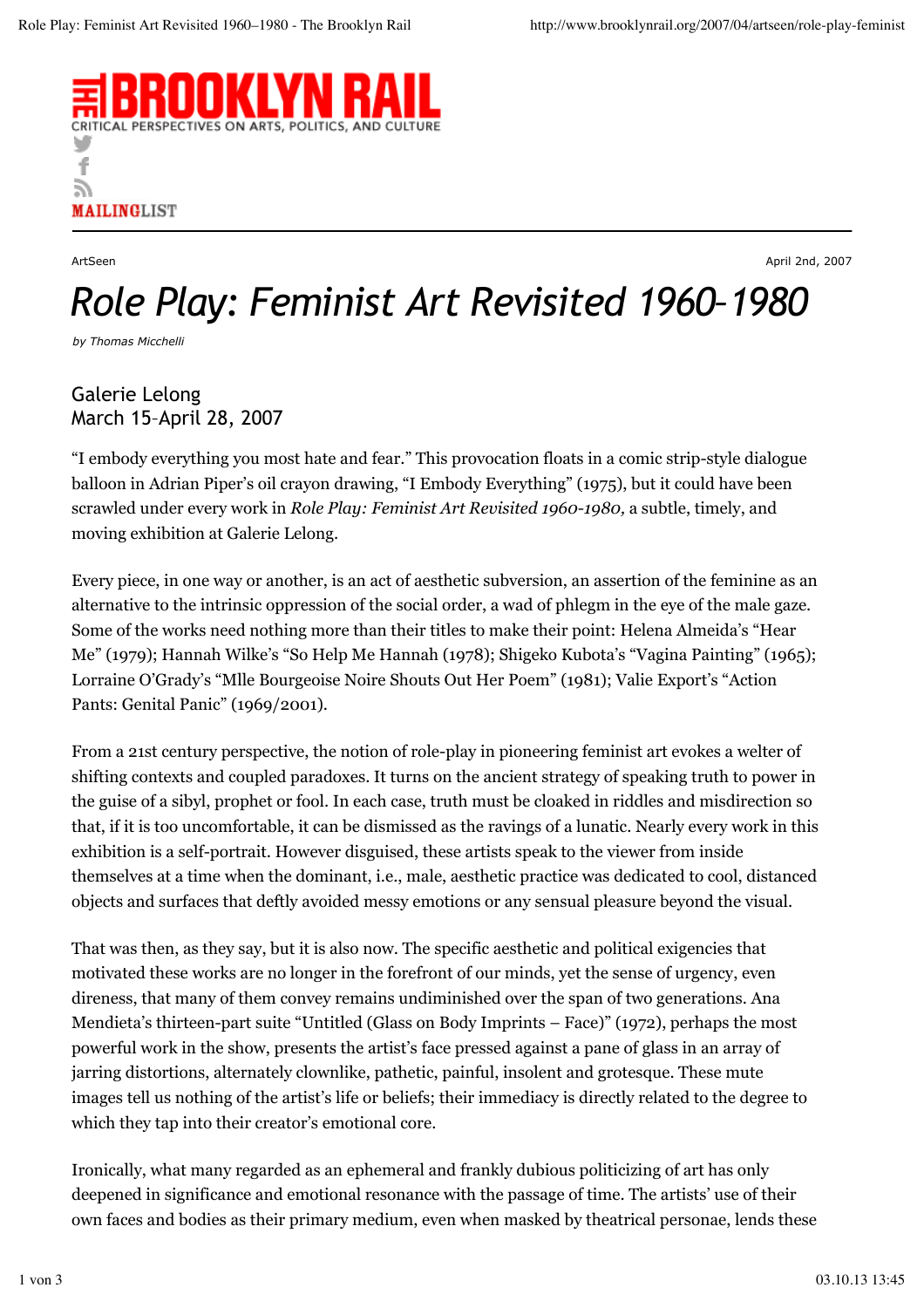THE BROOKLYN RAIL

CRITICAL PERSPECTIVES ON ARTS, POLITICS, AND CULTURE

MAILINGLIST

ArtSeen

April 2nd, 2007

# *Role Play: Feminist Art Revisited 1960–1980*

*by Thomas Micchelli*

Galerie Lelong
March 15–April 28, 2007

"I embody everything you most hate and fear." This provocation floats in a comic strip-style dialogue balloon in Adrian Piper's oil crayon drawing, "I Embody Everything" (1975), but it could have been scrawled under every work in *Role Play: Feminist Art Revisited 1960-1980,* a subtle, timely, and moving exhibition at Galerie Lelong.

Every piece, in one way or another, is an act of aesthetic subversion, an assertion of the feminine as an alternative to the intrinsic oppression of the social order, a wad of phlegm in the eye of the male gaze. Some of the works need nothing more than their titles to make their point: Helena Almeida's "Hear Me" (1979); Hannah Wilke's "So Help Me Hannah (1978); Shigeko Kubota's "Vagina Painting" (1965); Lorraine O'Grady's "Mlle Bourgeoise Noire Shouts Out Her Poem" (1981); Valie Export's "Action Pants: Genital Panic" (1969/2001).

From a 21st century perspective, the notion of role-play in pioneering feminist art evokes a welter of shifting contexts and coupled paradoxes. It turns on the ancient strategy of speaking truth to power in the guise of a sibyl, prophet or fool. In each case, truth must be cloaked in riddles and misdirection so that, if it is too uncomfortable, it can be dismissed as the ravings of a lunatic. Nearly every work in this exhibition is a self-portrait. However disguised, these artists speak to the viewer from inside themselves at a time when the dominant, i.e., male, aesthetic practice was dedicated to cool, distanced objects and surfaces that deftly avoided messy emotions or any sensual pleasure beyond the visual.

That was then, as they say, but it is also now. The specific aesthetic and political exigencies that motivated these works are no longer in the forefront of our minds, yet the sense of urgency, even direness, that many of them convey remains undiminished over the span of two generations. Ana Mendieta's thirteen-part suite "Untitled (Glass on Body Imprints – Face)" (1972), perhaps the most powerful work in the show, presents the artist's face pressed against a pane of glass in an array of jarring distortions, alternately clownlike, pathetic, painful, insolent and grotesque. These mute images tell us nothing of the artist's life or beliefs; their immediacy is directly related to the degree to which they tap into their creator's emotional core.

Ironically, what many regarded as an ephemeral and frankly dubious politicizing of art has only deepened in significance and emotional resonance with the passage of time. The artists' use of their own faces and bodies as their primary medium, even when masked by theatrical personae, lends these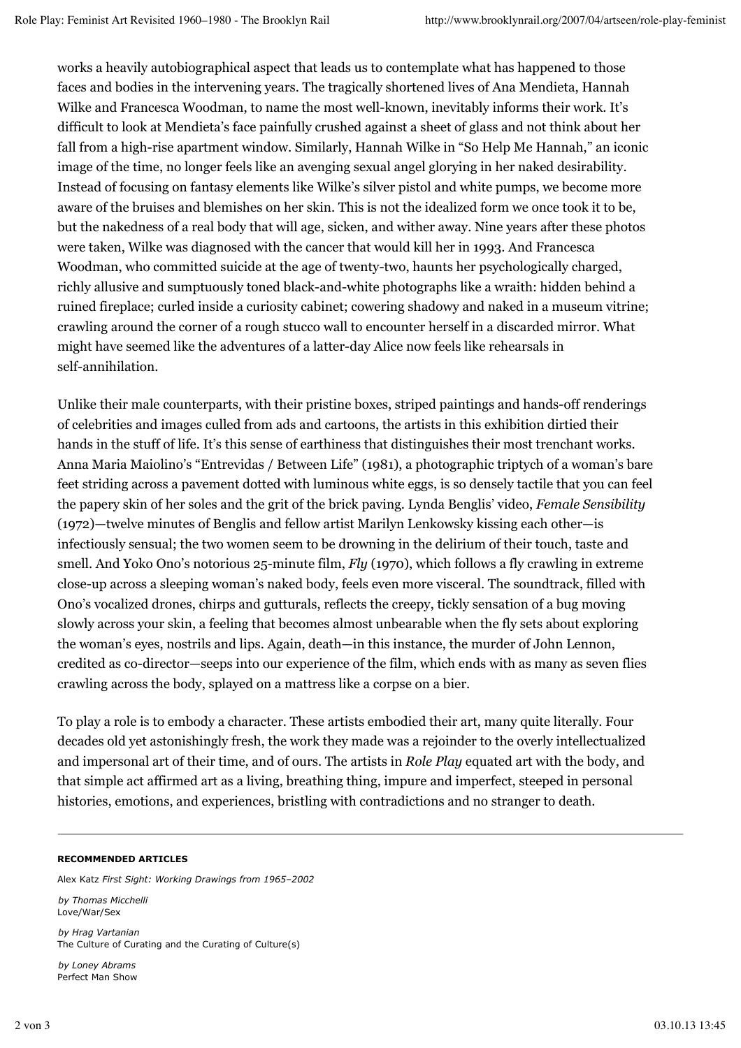works a heavily autobiographical aspect that leads us to contemplate what has happened to those faces and bodies in the intervening years. The tragically shortened lives of Ana Mendieta, Hannah Wilke and Francesca Woodman, to name the most well-known, inevitably informs their work. It's difficult to look at Mendieta's face painfully crushed against a sheet of glass and not think about her fall from a high-rise apartment window. Similarly, Hannah Wilke in "So Help Me Hannah," an iconic image of the time, no longer feels like an avenging sexual angel glorying in her naked desirability. Instead of focusing on fantasy elements like Wilke's silver pistol and white pumps, we become more aware of the bruises and blemishes on her skin. This is not the idealized form we once took it to be, but the nakedness of a real body that will age, sicken, and wither away. Nine years after these photos were taken, Wilke was diagnosed with the cancer that would kill her in 1993. And Francesca Woodman, who committed suicide at the age of twenty-two, haunts her psychologically charged, richly allusive and sumptuously toned black-and-white photographs like a wraith: hidden behind a ruined fireplace; curled inside a curiosity cabinet; cowering shadowy and naked in a museum vitrine; crawling around the corner of a rough stucco wall to encounter herself in a discarded mirror. What might have seemed like the adventures of a latter-day Alice now feels like rehearsals in self-annihilation.

Unlike their male counterparts, with their pristine boxes, striped paintings and hands-off renderings of celebrities and images culled from ads and cartoons, the artists in this exhibition dirtied their hands in the stuff of life. It's this sense of earthiness that distinguishes their most trenchant works. Anna Maria Maiolino's "Entrevidas / Between Life" (1981), a photographic triptych of a woman's bare feet striding across a pavement dotted with luminous white eggs, is so densely tactile that you can feel the papery skin of her soles and the grit of the brick paving. Lynda Benglis' video, *Female Sensibility* (1972)—twelve minutes of Benglis and fellow artist Marilyn Lenkowsky kissing each other—is infectiously sensual; the two women seem to be drowning in the delirium of their touch, taste and smell. And Yoko Ono's notorious 25-minute film, *Fly* (1970), which follows a fly crawling in extreme close-up across a sleeping woman's naked body, feels even more visceral. The soundtrack, filled with Ono's vocalized drones, chirps and gutturals, reflects the creepy, tickly sensation of a bug moving slowly across your skin, a feeling that becomes almost unbearable when the fly sets about exploring the woman's eyes, nostrils and lips. Again, death—in this instance, the murder of John Lennon, credited as co-director—seeps into our experience of the film, which ends with as many as seven flies crawling across the body, splayed on a mattress like a corpse on a bier.

To play a role is to embody a character. These artists embodied their art, many quite literally. Four decades old yet astonishingly fresh, the work they made was a rejoinder to the overly intellectualized and impersonal art of their time, and of ours. The artists in *Role Play* equated art with the body, and that simple act affirmed art as a living, breathing thing, impure and imperfect, steeped in personal histories, emotions, and experiences, bristling with contradictions and no stranger to death.

---

**RECOMMENDED ARTICLES**

Alex Katz *First Sight: Working Drawings from 1965–2002*

*by Thomas Micchelli*
Love/War/Sex

*by Hrag Vartanian*
The Culture of Curating and the Curating of Culture(s)

*by Loney Abrams*
Perfect Man Show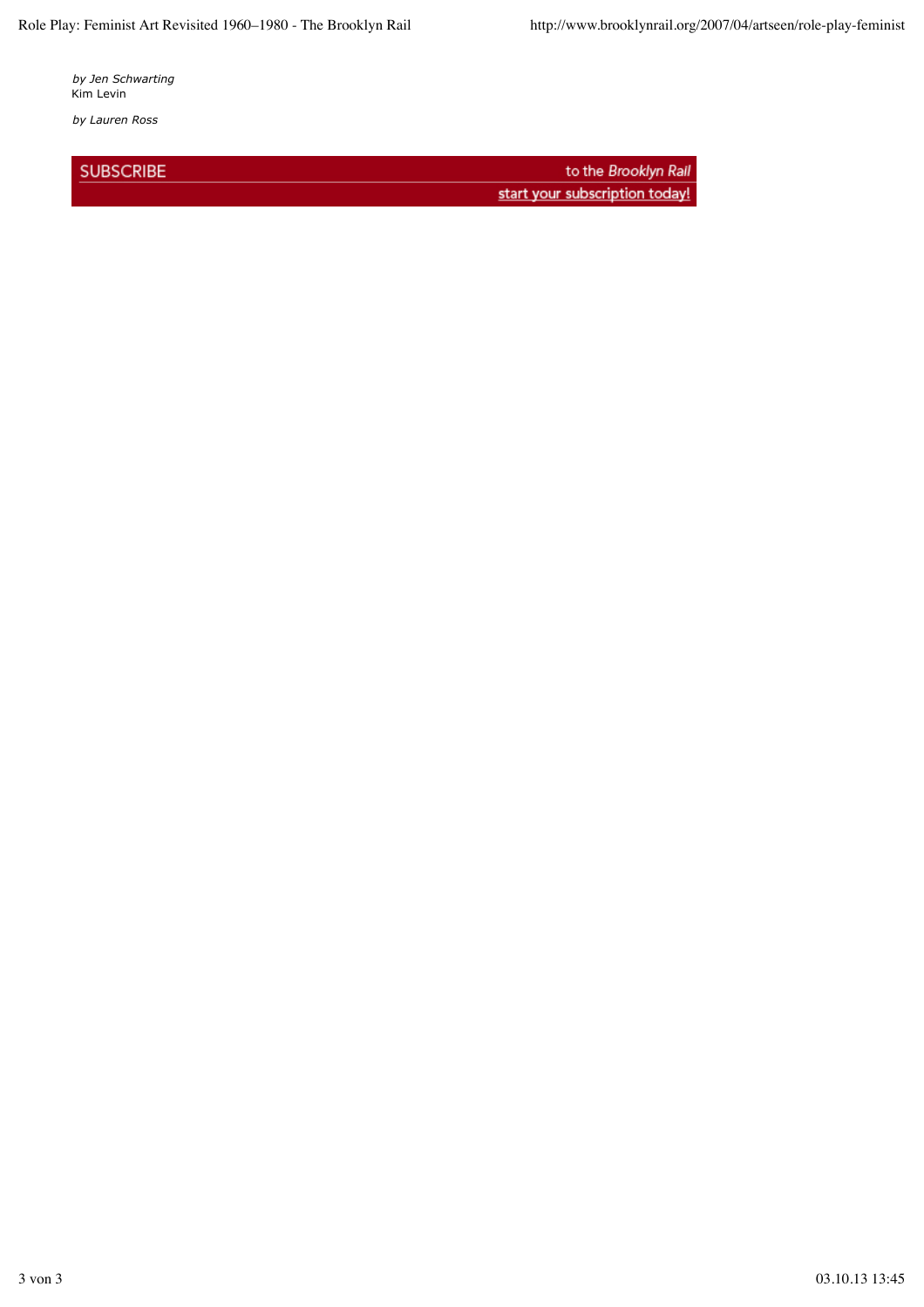*by Jen Schwarting*
Kim Levin

*by Lauren Ross*

SUBSCRIBE to the *Brooklyn Rail*
start your subscription today!